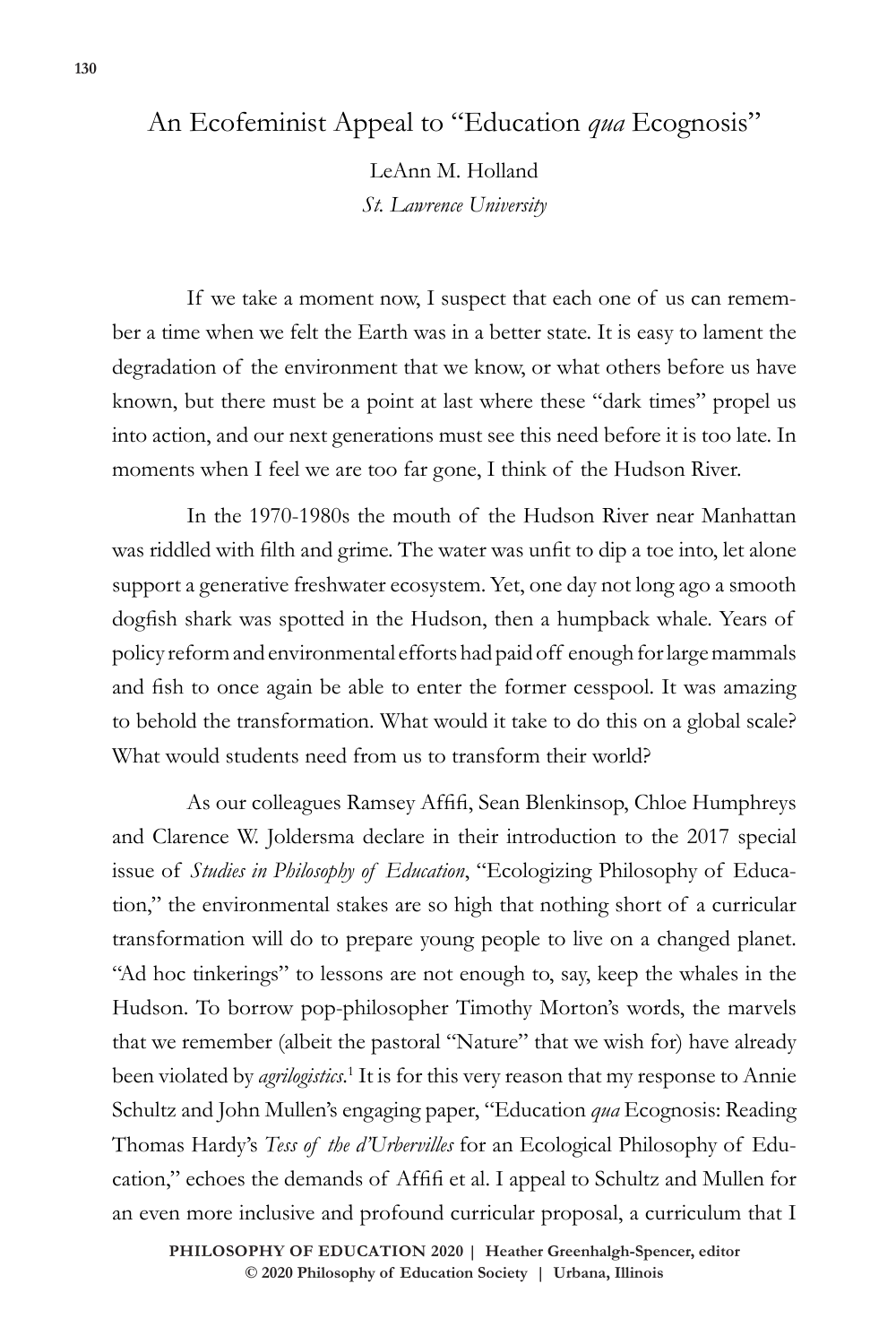# An Ecofeminist Appeal to "Education *qua* Ecognosis"

LeAnn M. Holland
*St. Lawrence University*

If we take a moment now, I suspect that each one of us can remember a time when we felt the Earth was in a better state. It is easy to lament the degradation of the environment that we know, or what others before us have known, but there must be a point at last where these "dark times" propel us into action, and our next generations must see this need before it is too late. In moments when I feel we are too far gone, I think of the Hudson River.

In the 1970-1980s the mouth of the Hudson River near Manhattan was riddled with filth and grime. The water was unfit to dip a toe into, let alone support a generative freshwater ecosystem. Yet, one day not long ago a smooth dogfish shark was spotted in the Hudson, then a humpback whale. Years of policy reform and environmental efforts had paid off enough for large mammals and fish to once again be able to enter the former cesspool. It was amazing to behold the transformation. What would it take to do this on a global scale? What would students need from us to transform their world?

As our colleagues Ramsey Affifi, Sean Blenkinsop, Chloe Humphreys and Clarence W. Joldersma declare in their introduction to the 2017 special issue of *Studies in Philosophy of Education*, "Ecologizing Philosophy of Education," the environmental stakes are so high that nothing short of a curricular transformation will do to prepare young people to live on a changed planet. "Ad hoc tinkerings" to lessons are not enough to, say, keep the whales in the Hudson. To borrow pop-philosopher Timothy Morton's words, the marvels that we remember (albeit the pastoral "Nature" that we wish for) have already been violated by *agrilogistics*.[1] It is for this very reason that my response to Annie Schultz and John Mullen's engaging paper, "Education *qua* Ecognosis: Reading Thomas Hardy's *Tess of the d'Urbervilles* for an Ecological Philosophy of Education," echoes the demands of Affifi et al. I appeal to Schultz and Mullen for an even more inclusive and profound curricular proposal, a curriculum that I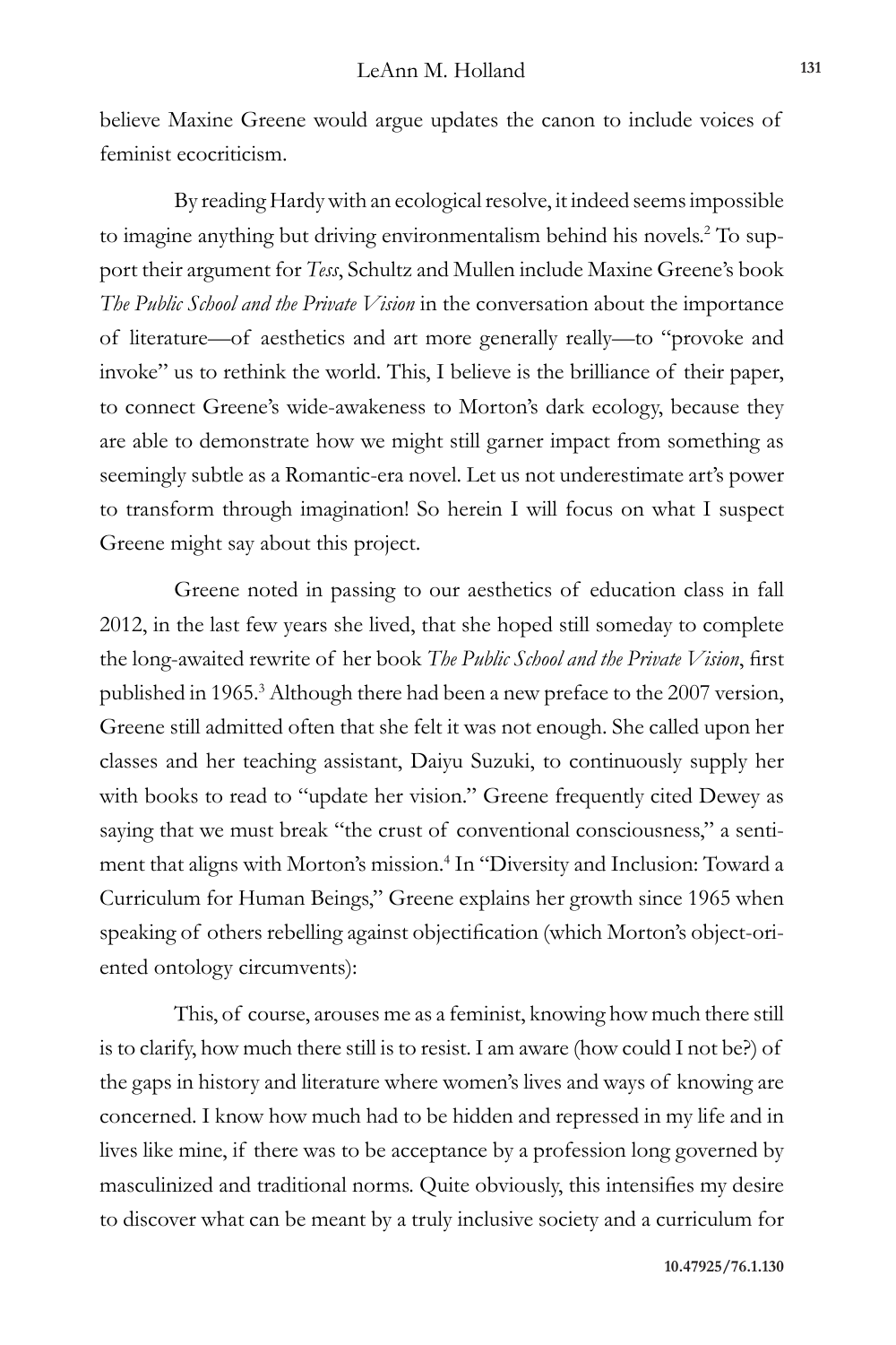believe Maxine Greene would argue updates the canon to include voices of feminist ecocriticism.

By reading Hardy with an ecological resolve, it indeed seems impossible to imagine anything but driving environmentalism behind his novels.[2] To support their argument for *Tess*, Schultz and Mullen include Maxine Greene's book *The Public School and the Private Vision* in the conversation about the importance of literature—of aesthetics and art more generally really—to "provoke and invoke" us to rethink the world. This, I believe is the brilliance of their paper, to connect Greene's wide-awakeness to Morton's dark ecology, because they are able to demonstrate how we might still garner impact from something as seemingly subtle as a Romantic-era novel. Let us not underestimate art's power to transform through imagination! So herein I will focus on what I suspect Greene might say about this project.

Greene noted in passing to our aesthetics of education class in fall 2012, in the last few years she lived, that she hoped still someday to complete the long-awaited rewrite of her book *The Public School and the Private Vision*, first published in 1965.[3] Although there had been a new preface to the 2007 version, Greene still admitted often that she felt it was not enough. She called upon her classes and her teaching assistant, Daiyu Suzuki, to continuously supply her with books to read to "update her vision." Greene frequently cited Dewey as saying that we must break "the crust of conventional consciousness," a sentiment that aligns with Morton's mission.[4] In "Diversity and Inclusion: Toward a Curriculum for Human Beings," Greene explains her growth since 1965 when speaking of others rebelling against objectification (which Morton's object-oriented ontology circumvents):

> This, of course, arouses me as a feminist, knowing how much there still is to clarify, how much there still is to resist. I am aware (how could I not be?) of the gaps in history and literature where women's lives and ways of knowing are concerned. I know how much had to be hidden and repressed in my life and in lives like mine, if there was to be acceptance by a profession long governed by masculinized and traditional norms. Quite obviously, this intensifies my desire to discover what can be meant by a truly inclusive society and a curriculum for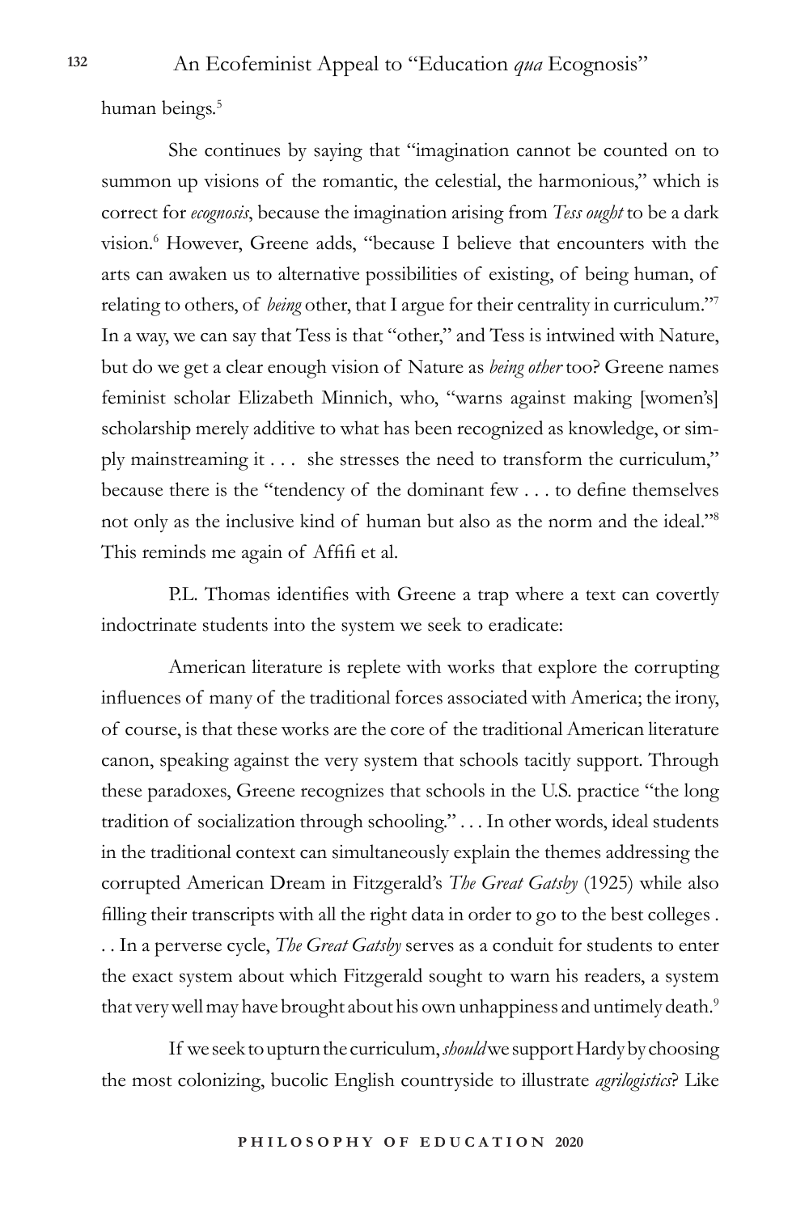human beings.[5]

She continues by saying that "imagination cannot be counted on to summon up visions of the romantic, the celestial, the harmonious," which is correct for *ecognosis*, because the imagination arising from *Tess ought* to be a dark vision.[6] However, Greene adds, "because I believe that encounters with the arts can awaken us to alternative possibilities of existing, of being human, of relating to others, of *being* other, that I argue for their centrality in curriculum."[7] In a way, we can say that Tess is that "other," and Tess is intwined with Nature, but do we get a clear enough vision of Nature as *being other* too? Greene names feminist scholar Elizabeth Minnich, who, "warns against making [women's] scholarship merely additive to what has been recognized as knowledge, or simply mainstreaming it . . . she stresses the need to transform the curriculum," because there is the "tendency of the dominant few . . . to define themselves not only as the inclusive kind of human but also as the norm and the ideal."[8] This reminds me again of Affifi et al.

P.L. Thomas identifies with Greene a trap where a text can covertly indoctrinate students into the system we seek to eradicate:

> American literature is replete with works that explore the corrupting influences of many of the traditional forces associated with America; the irony, of course, is that these works are the core of the traditional American literature canon, speaking against the very system that schools tacitly support. Through these paradoxes, Greene recognizes that schools in the U.S. practice "the long tradition of socialization through schooling." . . . In other words, ideal students in the traditional context can simultaneously explain the themes addressing the corrupted American Dream in Fitzgerald's *The Great Gatsby* (1925) while also filling their transcripts with all the right data in order to go to the best colleges . . . In a perverse cycle, *The Great Gatsby* serves as a conduit for students to enter the exact system about which Fitzgerald sought to warn his readers, a system that very well may have brought about his own unhappiness and untimely death.[9]

If we seek to upturn the curriculum, *should* we support Hardy by choosing the most colonizing, bucolic English countryside to illustrate *agrilogistics*? Like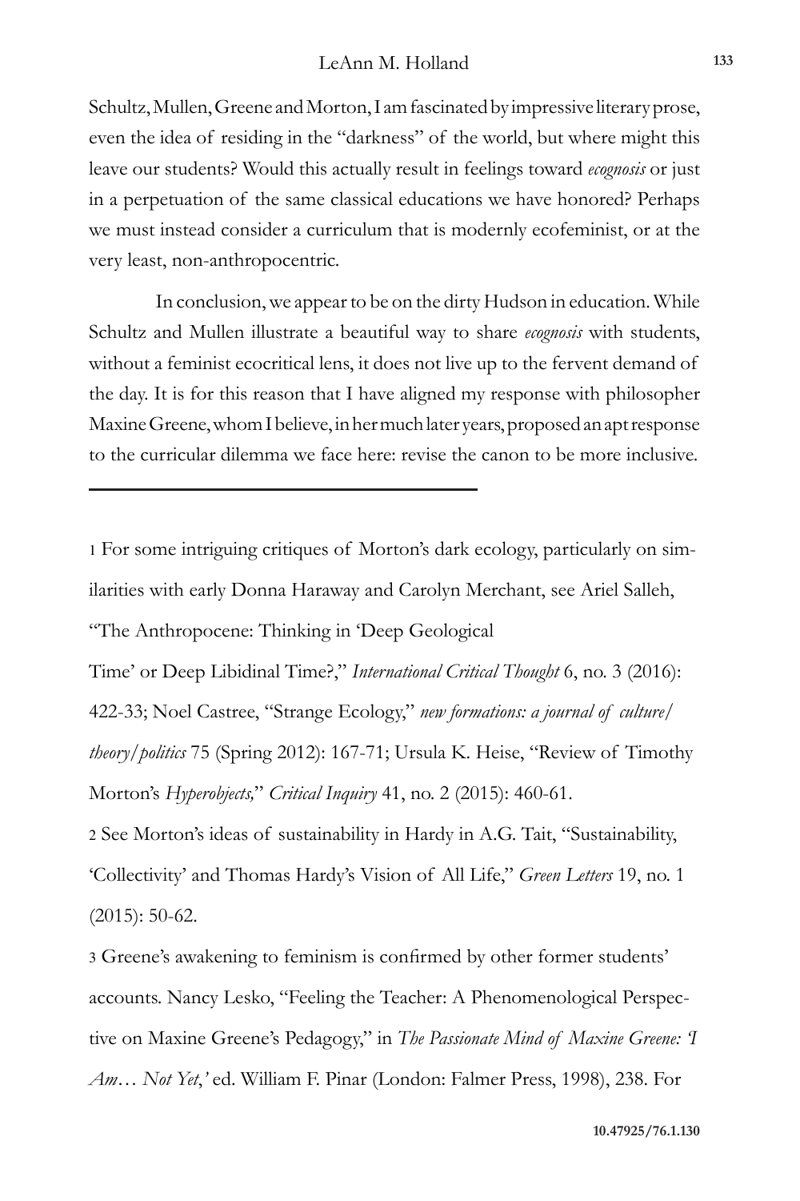Schultz, Mullen, Greene and Morton, I am fascinated by impressive literary prose, even the idea of residing in the "darkness" of the world, but where might this leave our students? Would this actually result in feelings toward *ecognosis* or just in a perpetuation of the same classical educations we have honored? Perhaps we must instead consider a curriculum that is modernly ecofeminist, or at the very least, non-anthropocentric.

In conclusion, we appear to be on the dirty Hudson in education. While Schultz and Mullen illustrate a beautiful way to share *ecognosis* with students, without a feminist ecocritical lens, it does not live up to the fervent demand of the day. It is for this reason that I have aligned my response with philosopher Maxine Greene, whom I believe, in her much later years, proposed an apt response to the curricular dilemma we face here: revise the canon to be more inclusive.

---

1 For some intriguing critiques of Morton's dark ecology, particularly on similarities with early Donna Haraway and Carolyn Merchant, see Ariel Salleh, "The Anthropocene: Thinking in 'Deep Geological Time' or Deep Libidinal Time?," *International Critical Thought* 6, no. 3 (2016): 422-33; Noel Castree, "Strange Ecology," *new formations: a journal of culture/theory/politics* 75 (Spring 2012): 167-71; Ursula K. Heise, "Review of Timothy Morton's *Hyperobjects,*" *Critical Inquiry* 41, no. 2 (2015): 460-61.

2 See Morton's ideas of sustainability in Hardy in A.G. Tait, "Sustainability, 'Collectivity' and Thomas Hardy's Vision of All Life," *Green Letters* 19, no. 1 (2015): 50-62.

3 Greene's awakening to feminism is confirmed by other former students' accounts. Nancy Lesko, "Feeling the Teacher: A Phenomenological Perspective on Maxine Greene's Pedagogy," in *The Passionate Mind of Maxine Greene: 'I Am… Not Yet,'* ed. William F. Pinar (London: Falmer Press, 1998), 238. For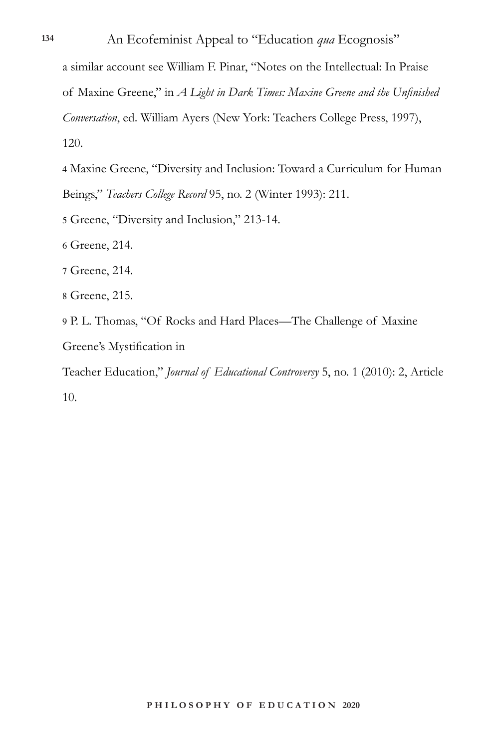a similar account see William F. Pinar, "Notes on the Intellectual: In Praise of Maxine Greene," in *A Light in Dark Times: Maxine Greene and the Unfinished Conversation*, ed. William Ayers (New York: Teachers College Press, 1997), 120.

4 Maxine Greene, "Diversity and Inclusion: Toward a Curriculum for Human Beings," *Teachers College Record* 95, no. 2 (Winter 1993): 211.

5 Greene, "Diversity and Inclusion," 213-14.

6 Greene, 214.

7 Greene, 214.

8 Greene, 215.

9 P. L. Thomas, "Of Rocks and Hard Places—The Challenge of Maxine Greene's Mystification in

Teacher Education," *Journal of Educational Controversy* 5, no. 1 (2010): 2, Article 10.